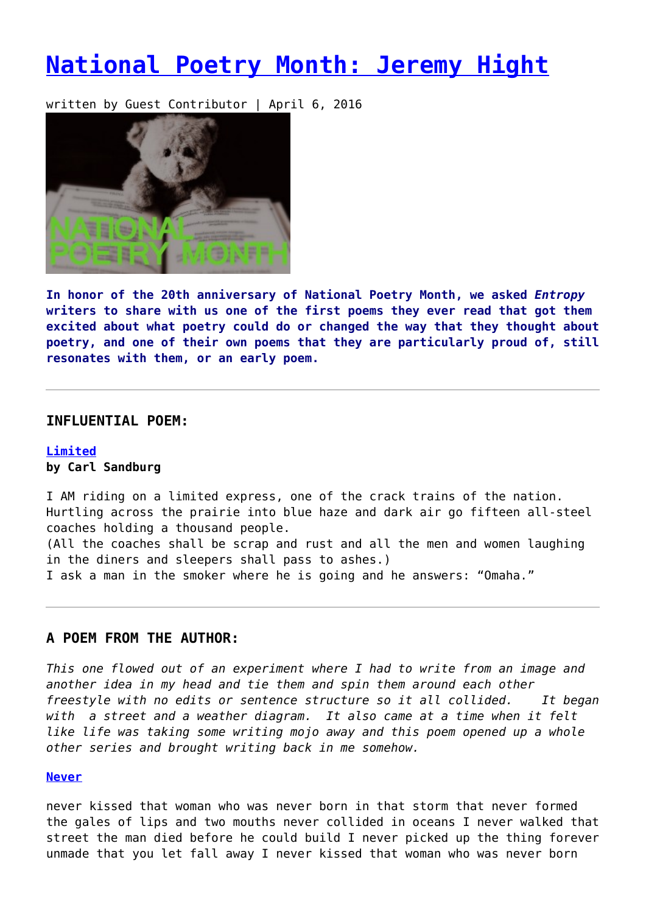# National Poetry Month: Jeremy Hight

written by Guest Contributor | April 6, 2016

**In honor of the 20th anniversary of National Poetry Month, we asked *Entropy* writers to share with us one of the first poems they ever read that got them excited about what poetry could do or changed the way that they thought about poetry, and one of their own poems that they are particularly proud of, still resonates with them, or an early poem.**

---

### INFLUENTIAL POEM:

**Limited**
**by Carl Sandburg**

I AM riding on a limited express, one of the crack trains of the nation.
Hurtling across the prairie into blue haze and dark air go fifteen all-steel coaches holding a thousand people.
(All the coaches shall be scrap and rust and all the men and women laughing in the diners and sleepers shall pass to ashes.)
I ask a man in the smoker where he is going and he answers: "Omaha."

---

### A POEM FROM THE AUTHOR:

*This one flowed out of an experiment where I had to write from an image and another idea in my head and tie them and spin them around each other freestyle with no edits or sentence structure so it all collided. It began with a street and a weather diagram. It also came at a time when it felt like life was taking some writing mojo away and this poem opened up a whole other series and brought writing back in me somehow.*

**Never**

never kissed that woman who was never born in that storm that never formed the gales of lips and two mouths never collided in oceans I never walked that street the man died before he could build I never picked up the thing forever unmade that you let fall away I never kissed that woman who was never born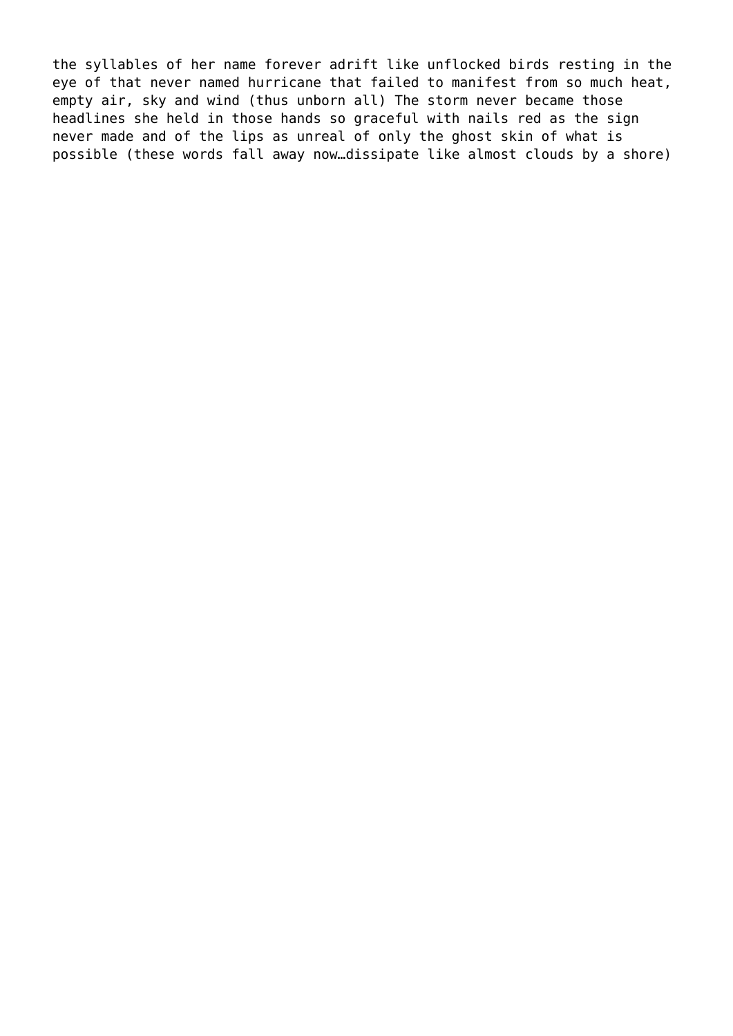the syllables of her name forever adrift like unflocked birds resting in the eye of that never named hurricane that failed to manifest from so much heat, empty air, sky and wind (thus unborn all) The storm never became those headlines she held in those hands so graceful with nails red as the sign never made and of the lips as unreal of only the ghost skin of what is possible (these words fall away now…dissipate like almost clouds by a shore)